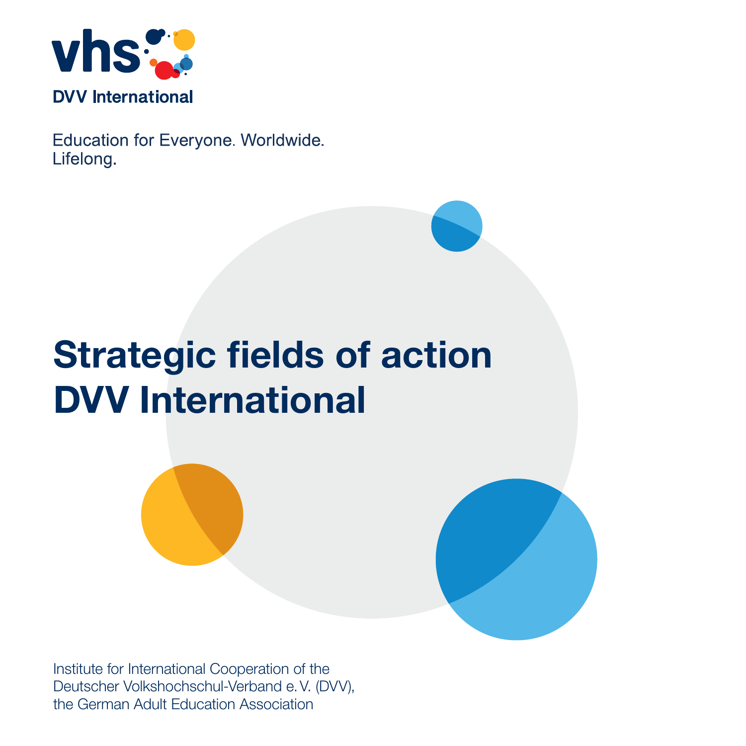vhs

DVV International

Education for Everyone. Worldwide.
Lifelong.

# Strategic fields of action DVV International

Institute for International Cooperation of the
Deutscher Volkshochschul-Verband e. V. (DVV),
the German Adult Education Association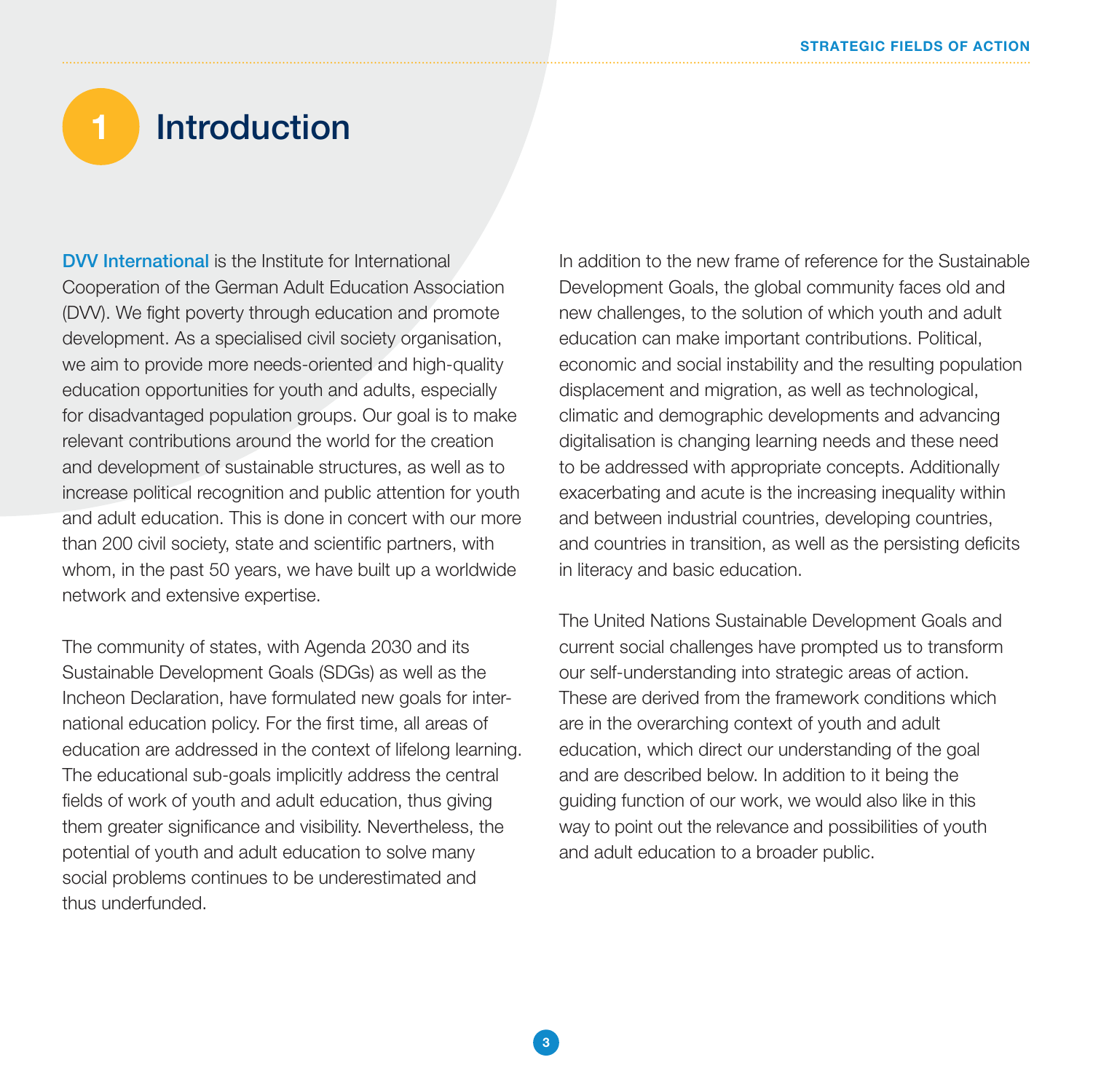# 1 Introduction

**DVV International** is the Institute for International Cooperation of the German Adult Education Association (DVV). We fight poverty through education and promote development. As a specialised civil society organisation, we aim to provide more needs-oriented and high-quality education opportunities for youth and adults, especially for disadvantaged population groups. Our goal is to make relevant contributions around the world for the creation and development of sustainable structures, as well as to increase political recognition and public attention for youth and adult education. This is done in concert with our more than 200 civil society, state and scientific partners, with whom, in the past 50 years, we have built up a worldwide network and extensive expertise.

The community of states, with Agenda 2030 and its Sustainable Development Goals (SDGs) as well as the Incheon Declaration, have formulated new goals for international education policy. For the first time, all areas of education are addressed in the context of lifelong learning. The educational sub-goals implicitly address the central fields of work of youth and adult education, thus giving them greater significance and visibility. Nevertheless, the potential of youth and adult education to solve many social problems continues to be underestimated and thus underfunded.

In addition to the new frame of reference for the Sustainable Development Goals, the global community faces old and new challenges, to the solution of which youth and adult education can make important contributions. Political, economic and social instability and the resulting population displacement and migration, as well as technological, climatic and demographic developments and advancing digitalisation is changing learning needs and these need to be addressed with appropriate concepts. Additionally exacerbating and acute is the increasing inequality within and between industrial countries, developing countries, and countries in transition, as well as the persisting deficits in literacy and basic education.

The United Nations Sustainable Development Goals and current social challenges have prompted us to transform our self-understanding into strategic areas of action. These are derived from the framework conditions which are in the overarching context of youth and adult education, which direct our understanding of the goal and are described below. In addition to it being the guiding function of our work, we would also like in this way to point out the relevance and possibilities of youth and adult education to a broader public.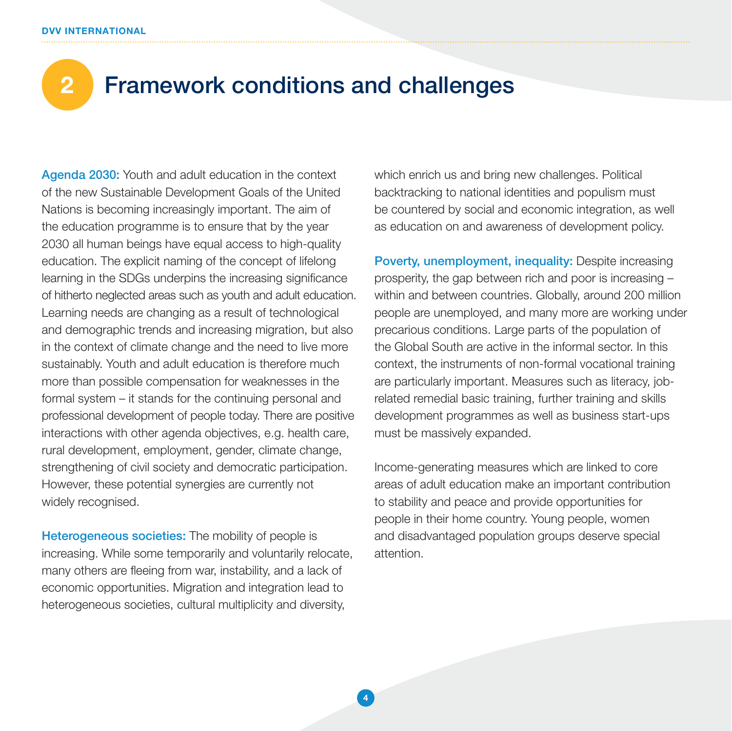# 2 Framework conditions and challenges

**Agenda 2030:** Youth and adult education in the context of the new Sustainable Development Goals of the United Nations is becoming increasingly important. The aim of the education programme is to ensure that by the year 2030 all human beings have equal access to high-quality education. The explicit naming of the concept of lifelong learning in the SDGs underpins the increasing significance of hitherto neglected areas such as youth and adult education. Learning needs are changing as a result of technological and demographic trends and increasing migration, but also in the context of climate change and the need to live more sustainably. Youth and adult education is therefore much more than possible compensation for weaknesses in the formal system – it stands for the continuing personal and professional development of people today. There are positive interactions with other agenda objectives, e.g. health care, rural development, employment, gender, climate change, strengthening of civil society and democratic participation. However, these potential synergies are currently not widely recognised.

**Heterogeneous societies:** The mobility of people is increasing. While some temporarily and voluntarily relocate, many others are fleeing from war, instability, and a lack of economic opportunities. Migration and integration lead to heterogeneous societies, cultural multiplicity and diversity, which enrich us and bring new challenges. Political backtracking to national identities and populism must be countered by social and economic integration, as well as education on and awareness of development policy.

**Poverty, unemployment, inequality:** Despite increasing prosperity, the gap between rich and poor is increasing – within and between countries. Globally, around 200 million people are unemployed, and many more are working under precarious conditions. Large parts of the population of the Global South are active in the informal sector. In this context, the instruments of non-formal vocational training are particularly important. Measures such as literacy, job-related remedial basic training, further training and skills development programmes as well as business start-ups must be massively expanded.

Income-generating measures which are linked to core areas of adult education make an important contribution to stability and peace and provide opportunities for people in their home country. Young people, women and disadvantaged population groups deserve special attention.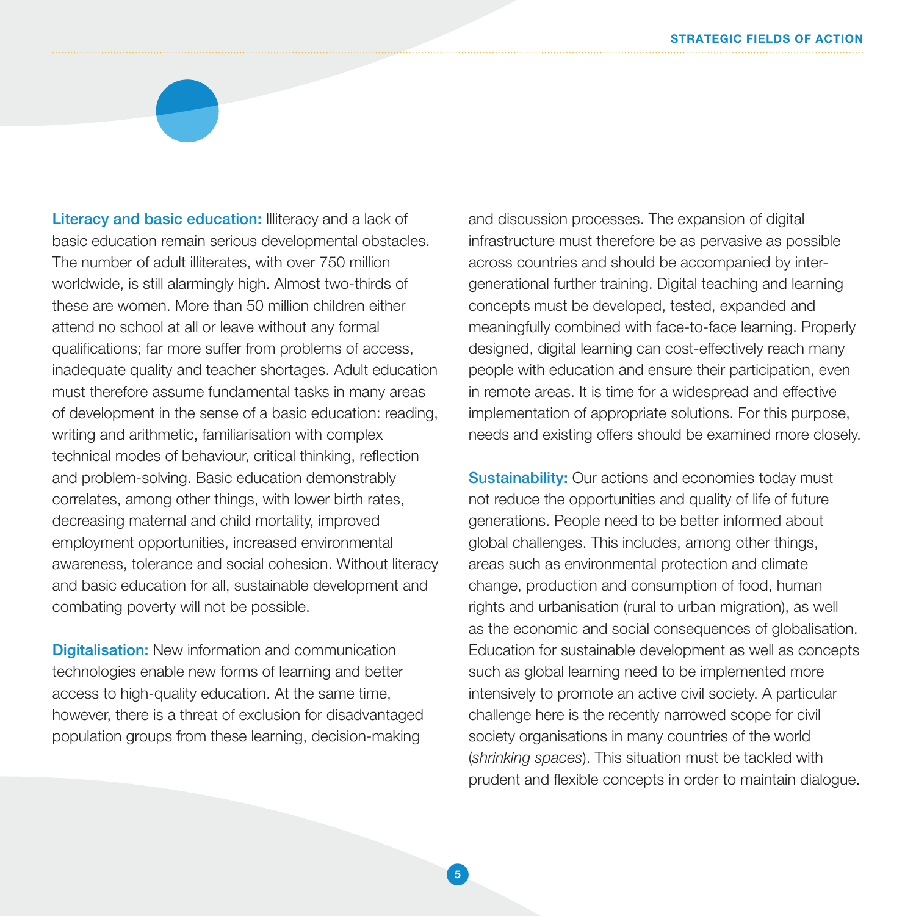**Literacy and basic education:** Illiteracy and a lack of basic education remain serious developmental obstacles. The number of adult illiterates, with over 750 million worldwide, is still alarmingly high. Almost two-thirds of these are women. More than 50 million children either attend no school at all or leave without any formal qualifications; far more suffer from problems of access, inadequate quality and teacher shortages. Adult education must therefore assume fundamental tasks in many areas of development in the sense of a basic education: reading, writing and arithmetic, familiarisation with complex technical modes of behaviour, critical thinking, reflection and problem-solving. Basic education demonstrably correlates, among other things, with lower birth rates, decreasing maternal and child mortality, improved employment opportunities, increased environmental awareness, tolerance and social cohesion. Without literacy and basic education for all, sustainable development and combating poverty will not be possible.

**Digitalisation:** New information and communication technologies enable new forms of learning and better access to high-quality education. At the same time, however, there is a threat of exclusion for disadvantaged population groups from these learning, decision-making and discussion processes. The expansion of digital infrastructure must therefore be as pervasive as possible across countries and should be accompanied by inter-generational further training. Digital teaching and learning concepts must be developed, tested, expanded and meaningfully combined with face-to-face learning. Properly designed, digital learning can cost-effectively reach many people with education and ensure their participation, even in remote areas. It is time for a widespread and effective implementation of appropriate solutions. For this purpose, needs and existing offers should be examined more closely.

**Sustainability:** Our actions and economies today must not reduce the opportunities and quality of life of future generations. People need to be better informed about global challenges. This includes, among other things, areas such as environmental protection and climate change, production and consumption of food, human rights and urbanisation (rural to urban migration), as well as the economic and social consequences of globalisation. Education for sustainable development as well as concepts such as global learning need to be implemented more intensively to promote an active civil society. A particular challenge here is the recently narrowed scope for civil society organisations in many countries of the world (*shrinking spaces*). This situation must be tackled with prudent and flexible concepts in order to maintain dialogue.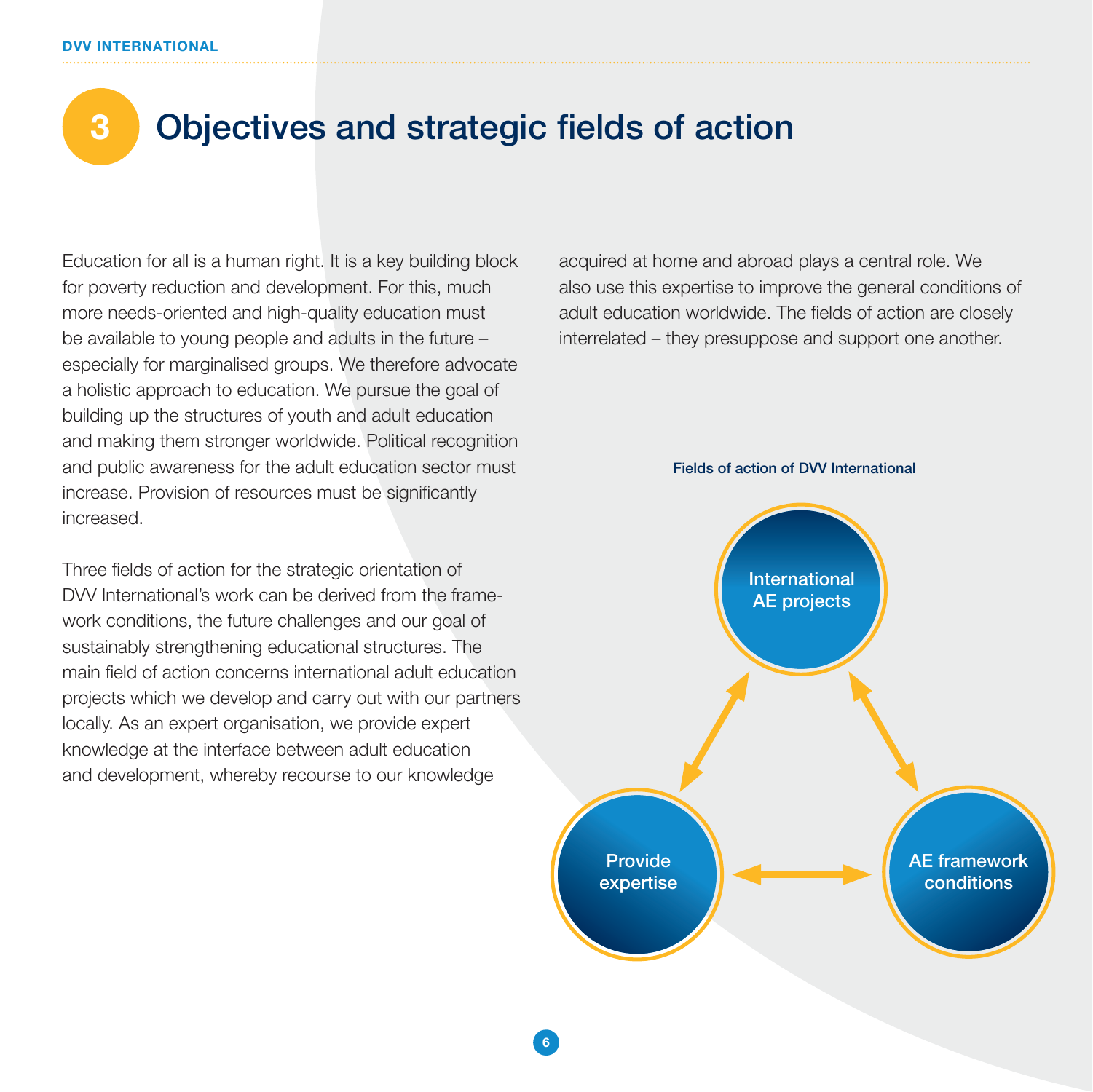# 3 Objectives and strategic fields of action

Education for all is a human right. It is a key building block for poverty reduction and development. For this, much more needs-oriented and high-quality education must be available to young people and adults in the future – especially for marginalised groups. We therefore advocate a holistic approach to education. We pursue the goal of building up the structures of youth and adult education and making them stronger worldwide. Political recognition and public awareness for the adult education sector must increase. Provision of resources must be significantly increased.

Three fields of action for the strategic orientation of DVV International's work can be derived from the framework conditions, the future challenges and our goal of sustainably strengthening educational structures. The main field of action concerns international adult education projects which we develop and carry out with our partners locally. As an expert organisation, we provide expert knowledge at the interface between adult education and development, whereby recourse to our knowledge acquired at home and abroad plays a central role. We also use this expertise to improve the general conditions of adult education worldwide. The fields of action are closely interrelated – they presuppose and support one another.

Fields of action of DVV International

International AE projects

Provide expertise

AE framework conditions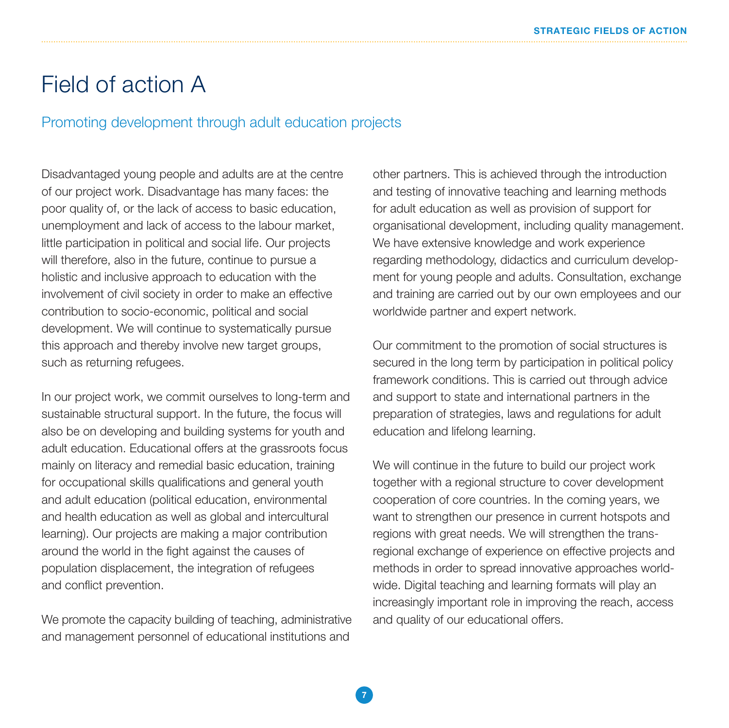# Field of action A

## Promoting development through adult education projects

Disadvantaged young people and adults are at the centre of our project work. Disadvantage has many faces: the poor quality of, or the lack of access to basic education, unemployment and lack of access to the labour market, little participation in political and social life. Our projects will therefore, also in the future, continue to pursue a holistic and inclusive approach to education with the involvement of civil society in order to make an effective contribution to socio-economic, political and social development. We will continue to systematically pursue this approach and thereby involve new target groups, such as returning refugees.

In our project work, we commit ourselves to long-term and sustainable structural support. In the future, the focus will also be on developing and building systems for youth and adult education. Educational offers at the grassroots focus mainly on literacy and remedial basic education, training for occupational skills qualifications and general youth and adult education (political education, environmental and health education as well as global and intercultural learning). Our projects are making a major contribution around the world in the fight against the causes of population displacement, the integration of refugees and conflict prevention.

We promote the capacity building of teaching, administrative and management personnel of educational institutions and other partners. This is achieved through the introduction and testing of innovative teaching and learning methods for adult education as well as provision of support for organisational development, including quality management. We have extensive knowledge and work experience regarding methodology, didactics and curriculum development for young people and adults. Consultation, exchange and training are carried out by our own employees and our worldwide partner and expert network.

Our commitment to the promotion of social structures is secured in the long term by participation in political policy framework conditions. This is carried out through advice and support to state and international partners in the preparation of strategies, laws and regulations for adult education and lifelong learning.

We will continue in the future to build our project work together with a regional structure to cover development cooperation of core countries. In the coming years, we want to strengthen our presence in current hotspots and regions with great needs. We will strengthen the trans-regional exchange of experience on effective projects and methods in order to spread innovative approaches worldwide. Digital teaching and learning formats will play an increasingly important role in improving the reach, access and quality of our educational offers.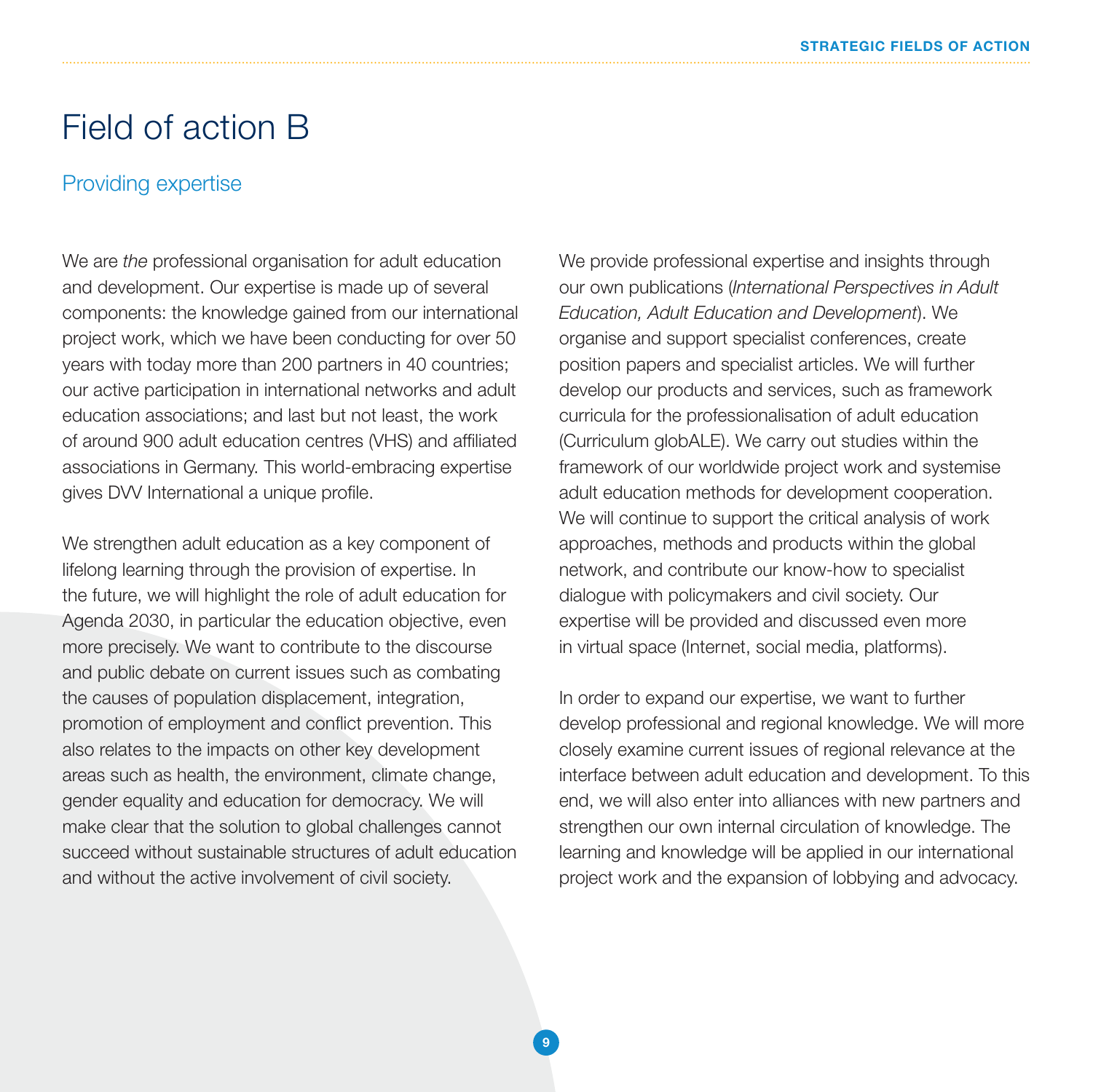# Field of action B

## Providing expertise

We are *the* professional organisation for adult education and development. Our expertise is made up of several components: the knowledge gained from our international project work, which we have been conducting for over 50 years with today more than 200 partners in 40 countries; our active participation in international networks and adult education associations; and last but not least, the work of around 900 adult education centres (VHS) and affiliated associations in Germany. This world-embracing expertise gives DVV International a unique profile.

We strengthen adult education as a key component of lifelong learning through the provision of expertise. In the future, we will highlight the role of adult education for Agenda 2030, in particular the education objective, even more precisely. We want to contribute to the discourse and public debate on current issues such as combating the causes of population displacement, integration, promotion of employment and conflict prevention. This also relates to the impacts on other key development areas such as health, the environment, climate change, gender equality and education for democracy. We will make clear that the solution to global challenges cannot succeed without sustainable structures of adult education and without the active involvement of civil society.

We provide professional expertise and insights through our own publications (*International Perspectives in Adult Education, Adult Education and Development*). We organise and support specialist conferences, create position papers and specialist articles. We will further develop our products and services, such as framework curricula for the professionalisation of adult education (Curriculum globALE). We carry out studies within the framework of our worldwide project work and systemise adult education methods for development cooperation. We will continue to support the critical analysis of work approaches, methods and products within the global network, and contribute our know-how to specialist dialogue with policymakers and civil society. Our expertise will be provided and discussed even more in virtual space (Internet, social media, platforms).

In order to expand our expertise, we want to further develop professional and regional knowledge. We will more closely examine current issues of regional relevance at the interface between adult education and development. To this end, we will also enter into alliances with new partners and strengthen our own internal circulation of knowledge. The learning and knowledge will be applied in our international project work and the expansion of lobbying and advocacy.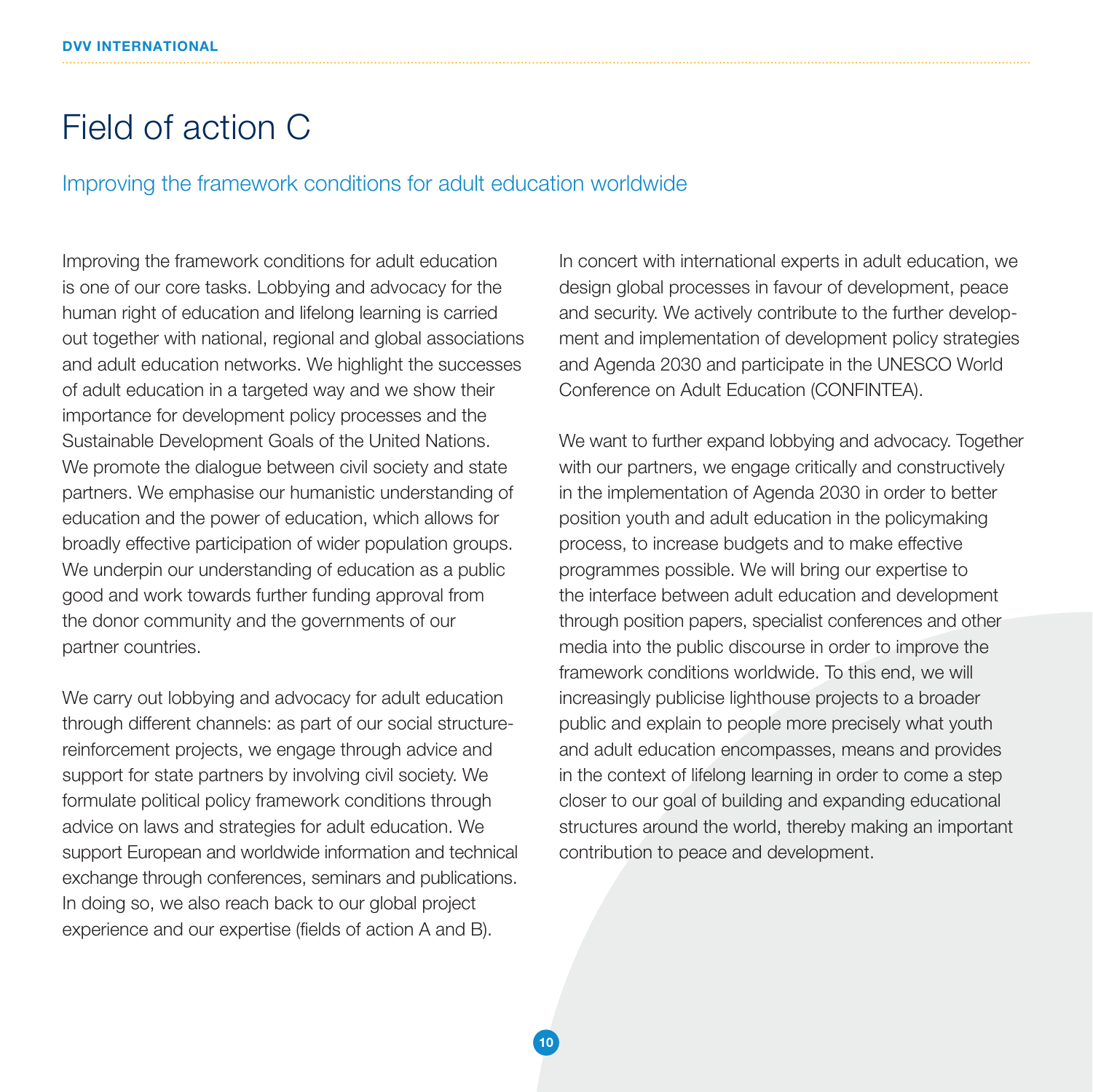# Field of action C

## Improving the framework conditions for adult education worldwide

Improving the framework conditions for adult education is one of our core tasks. Lobbying and advocacy for the human right of education and lifelong learning is carried out together with national, regional and global associations and adult education networks. We highlight the successes of adult education in a targeted way and we show their importance for development policy processes and the Sustainable Development Goals of the United Nations. We promote the dialogue between civil society and state partners. We emphasise our humanistic understanding of education and the power of education, which allows for broadly effective participation of wider population groups. We underpin our understanding of education as a public good and work towards further funding approval from the donor community and the governments of our partner countries.

We carry out lobbying and advocacy for adult education through different channels: as part of our social structure-reinforcement projects, we engage through advice and support for state partners by involving civil society. We formulate political policy framework conditions through advice on laws and strategies for adult education. We support European and worldwide information and technical exchange through conferences, seminars and publications. In doing so, we also reach back to our global project experience and our expertise (fields of action A and B).

In concert with international experts in adult education, we design global processes in favour of development, peace and security. We actively contribute to the further development and implementation of development policy strategies and Agenda 2030 and participate in the UNESCO World Conference on Adult Education (CONFINTEA).

We want to further expand lobbying and advocacy. Together with our partners, we engage critically and constructively in the implementation of Agenda 2030 in order to better position youth and adult education in the policymaking process, to increase budgets and to make effective programmes possible. We will bring our expertise to the interface between adult education and development through position papers, specialist conferences and other media into the public discourse in order to improve the framework conditions worldwide. To this end, we will increasingly publicise lighthouse projects to a broader public and explain to people more precisely what youth and adult education encompasses, means and provides in the context of lifelong learning in order to come a step closer to our goal of building and expanding educational structures around the world, thereby making an important contribution to peace and development.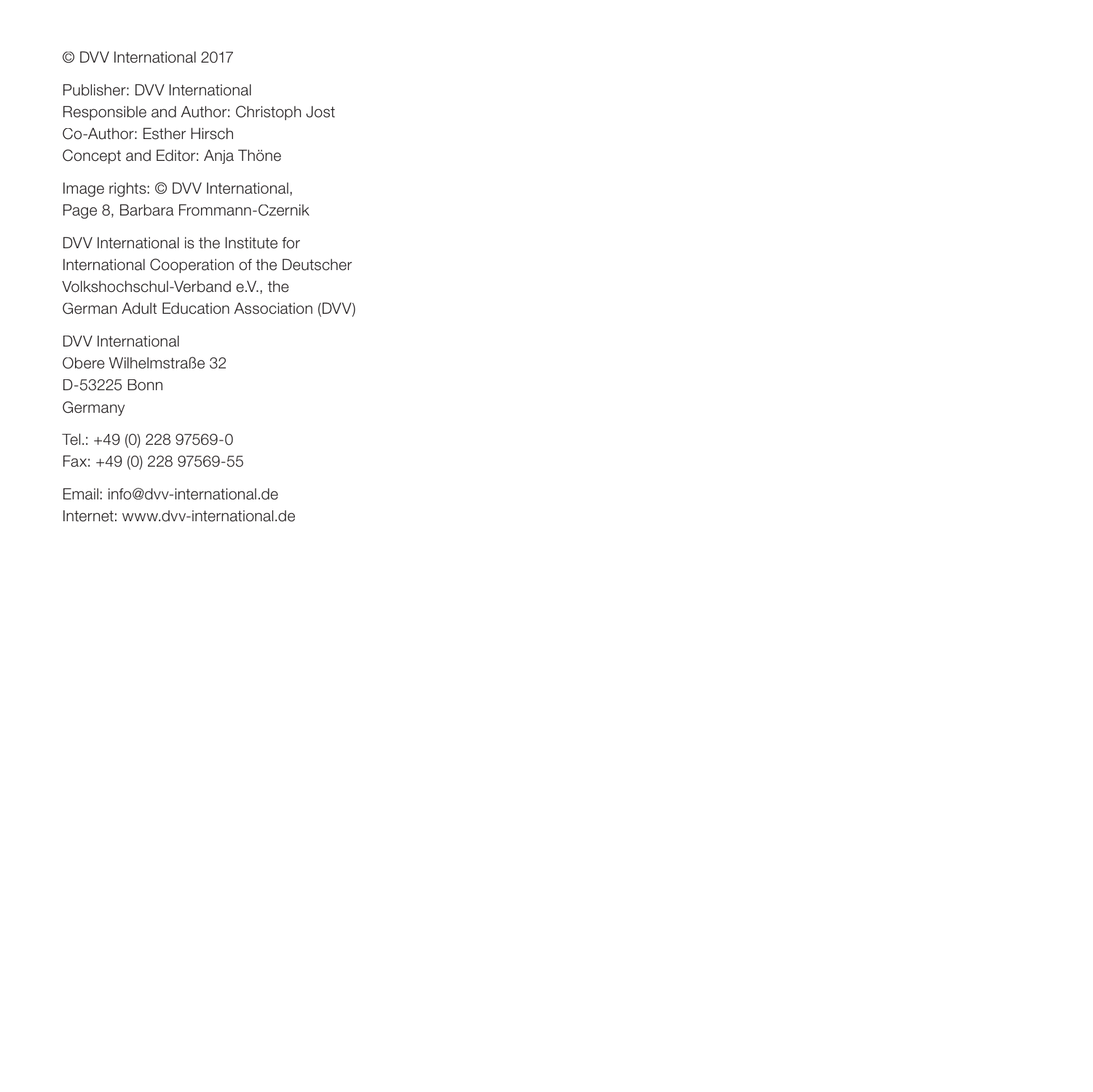© DVV International 2017

Publisher: DVV International
Responsible and Author: Christoph Jost
Co-Author: Esther Hirsch
Concept and Editor: Anja Thöne

Image rights: © DVV International,
Page 8, Barbara Frommann-Czernik

DVV International is the Institute for
International Cooperation of the Deutscher
Volkshochschul-Verband e.V., the
German Adult Education Association (DVV)

DVV International
Obere Wilhelmstraße 32
D-53225 Bonn
Germany

Tel.: +49 (0) 228 97569-0
Fax: +49 (0) 228 97569-55

Email: info@dvv-international.de
Internet: www.dvv-international.de